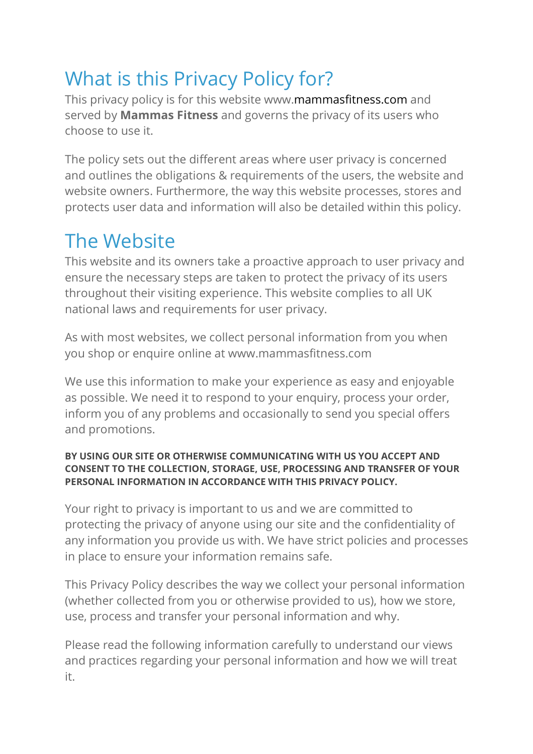# What is this Privacy Policy for?

This privacy policy is for this website www.mammasfitness.com and served by **Mammas Fitness** and governs the privacy of its users who choose to use it.

The policy sets out the different areas where user privacy is concerned and outlines the obligations & requirements of the users, the website and website owners. Furthermore, the way this website processes, stores and protects user data and information will also be detailed within this policy.

# The Website

This website and its owners take a proactive approach to user privacy and ensure the necessary steps are taken to protect the privacy of its users throughout their visiting experience. This website complies to all UK national laws and requirements for user privacy.

As with most websites, we collect personal information from you when you shop or enquire online at www.mammasfitness.com

We use this information to make your experience as easy and enjoyable as possible. We need it to respond to your enquiry, process your order, inform you of any problems and occasionally to send you special offers and promotions.

**BY USING OUR SITE OR OTHERWISE COMMUNICATING WITH US YOU ACCEPT AND CONSENT TO THE COLLECTION, STORAGE, USE, PROCESSING AND TRANSFER OF YOUR PERSONAL INFORMATION IN ACCORDANCE WITH THIS PRIVACY POLICY.**

Your right to privacy is important to us and we are committed to protecting the privacy of anyone using our site and the confidentiality of any information you provide us with. We have strict policies and processes in place to ensure your information remains safe.

This Privacy Policy describes the way we collect your personal information (whether collected from you or otherwise provided to us), how we store, use, process and transfer your personal information and why.

Please read the following information carefully to understand our views and practices regarding your personal information and how we will treat it.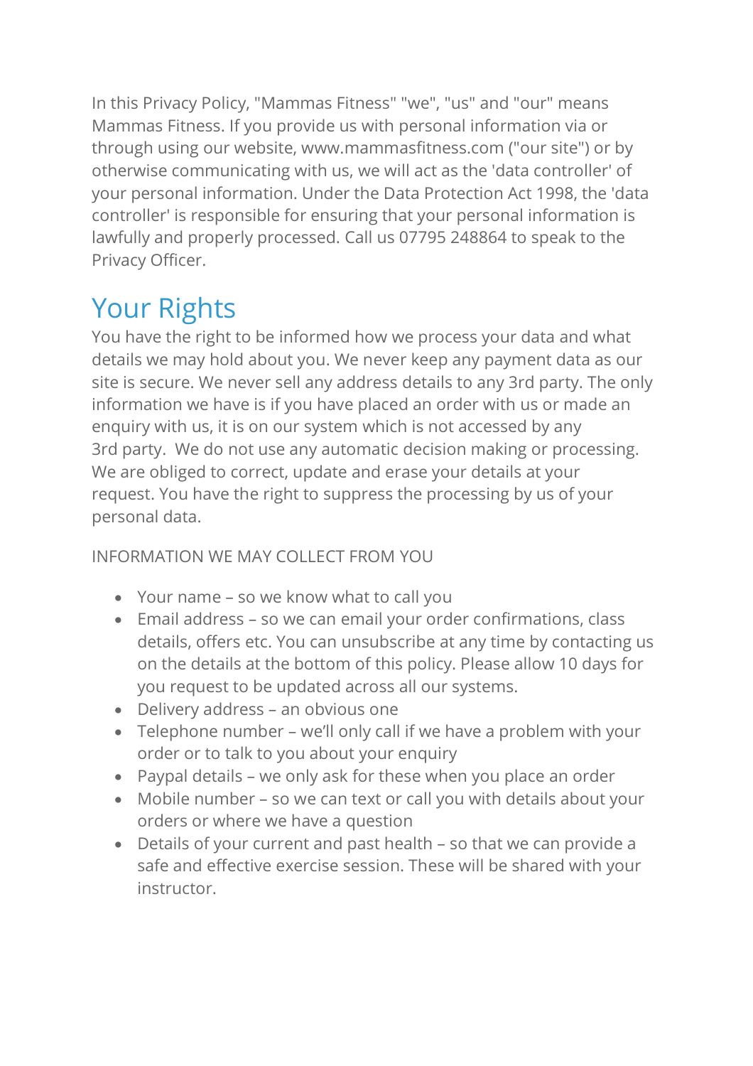In this Privacy Policy, "Mammas Fitness" "we", "us" and "our" means Mammas Fitness. If you provide us with personal information via or through using our website, www.mammasfitness.com ("our site") or by otherwise communicating with us, we will act as the 'data controller' of your personal information. Under the Data Protection Act 1998, the 'data controller' is responsible for ensuring that your personal information is lawfully and properly processed. Call us 07795 248864 to speak to the Privacy Officer.

## Your Rights

You have the right to be informed how we process your data and what details we may hold about you. We never keep any payment data as our site is secure. We never sell any address details to any 3rd party. The only information we have is if you have placed an order with us or made an enquiry with us, it is on our system which is not accessed by any 3rd party. We do not use any automatic decision making or processing. We are obliged to correct, update and erase your details at your request. You have the right to suppress the processing by us of your personal data.

INFORMATION WE MAY COLLECT FROM YOU

- Your name – so we know what to call you
- Email address – so we can email your order confirmations, class details, offers etc. You can unsubscribe at any time by contacting us on the details at the bottom of this policy. Please allow 10 days for you request to be updated across all our systems.
- Delivery address – an obvious one
- Telephone number – we'll only call if we have a problem with your order or to talk to you about your enquiry
- Paypal details – we only ask for these when you place an order
- Mobile number – so we can text or call you with details about your orders or where we have a question
- Details of your current and past health – so that we can provide a safe and effective exercise session. These will be shared with your instructor.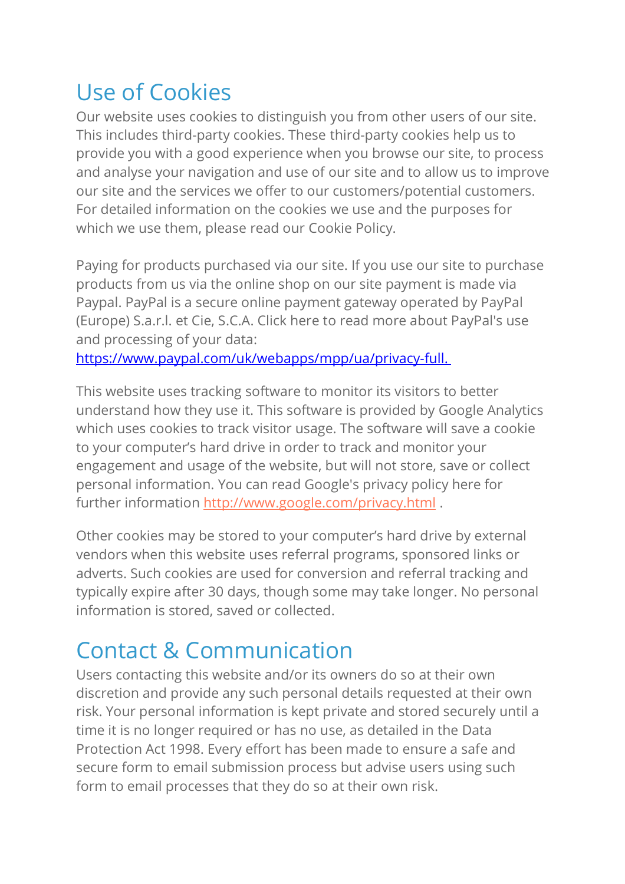# Use of Cookies

Our website uses cookies to distinguish you from other users of our site. This includes third-party cookies. These third-party cookies help us to provide you with a good experience when you browse our site, to process and analyse your navigation and use of our site and to allow us to improve our site and the services we offer to our customers/potential customers. For detailed information on the cookies we use and the purposes for which we use them, please read our Cookie Policy.

Paying for products purchased via our site. If you use our site to purchase products from us via the online shop on our site payment is made via Paypal. PayPal is a secure online payment gateway operated by PayPal (Europe) S.a.r.l. et Cie, S.C.A. Click here to read more about PayPal's use and processing of your data: https://www.paypal.com/uk/webapps/mpp/ua/privacy-full.

This website uses tracking software to monitor its visitors to better understand how they use it. This software is provided by Google Analytics which uses cookies to track visitor usage. The software will save a cookie to your computer's hard drive in order to track and monitor your engagement and usage of the website, but will not store, save or collect personal information. You can read Google's privacy policy here for further information http://www.google.com/privacy.html .

Other cookies may be stored to your computer's hard drive by external vendors when this website uses referral programs, sponsored links or adverts. Such cookies are used for conversion and referral tracking and typically expire after 30 days, though some may take longer. No personal information is stored, saved or collected.

# Contact & Communication

Users contacting this website and/or its owners do so at their own discretion and provide any such personal details requested at their own risk. Your personal information is kept private and stored securely until a time it is no longer required or has no use, as detailed in the Data Protection Act 1998. Every effort has been made to ensure a safe and secure form to email submission process but advise users using such form to email processes that they do so at their own risk.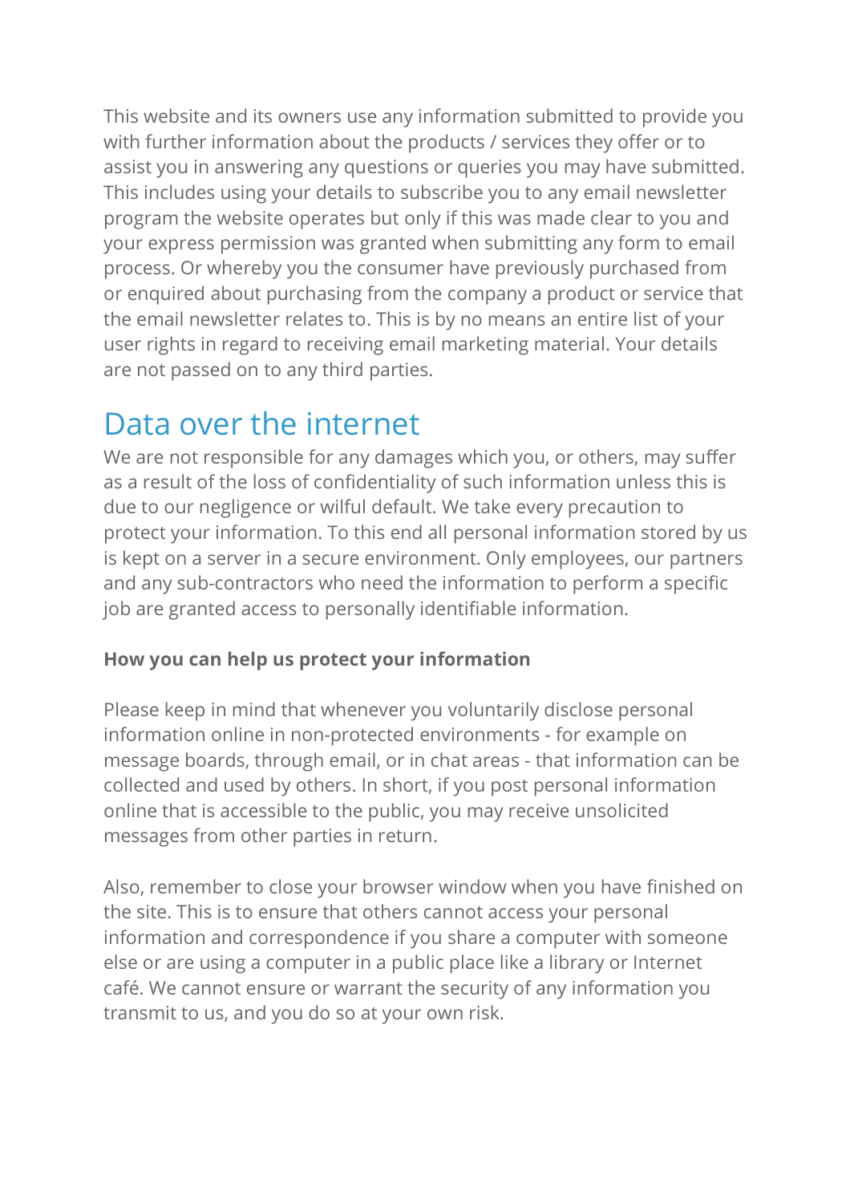This website and its owners use any information submitted to provide you with further information about the products / services they offer or to assist you in answering any questions or queries you may have submitted. This includes using your details to subscribe you to any email newsletter program the website operates but only if this was made clear to you and your express permission was granted when submitting any form to email process. Or whereby you the consumer have previously purchased from or enquired about purchasing from the company a product or service that the email newsletter relates to. This is by no means an entire list of your user rights in regard to receiving email marketing material. Your details are not passed on to any third parties.

## Data over the internet

We are not responsible for any damages which you, or others, may suffer as a result of the loss of confidentiality of such information unless this is due to our negligence or wilful default. We take every precaution to protect your information. To this end all personal information stored by us is kept on a server in a secure environment. Only employees, our partners and any sub-contractors who need the information to perform a specific job are granted access to personally identifiable information.

**How you can help us protect your information**

Please keep in mind that whenever you voluntarily disclose personal information online in non-protected environments - for example on message boards, through email, or in chat areas - that information can be collected and used by others. In short, if you post personal information online that is accessible to the public, you may receive unsolicited messages from other parties in return.

Also, remember to close your browser window when you have finished on the site. This is to ensure that others cannot access your personal information and correspondence if you share a computer with someone else or are using a computer in a public place like a library or Internet café. We cannot ensure or warrant the security of any information you transmit to us, and you do so at your own risk.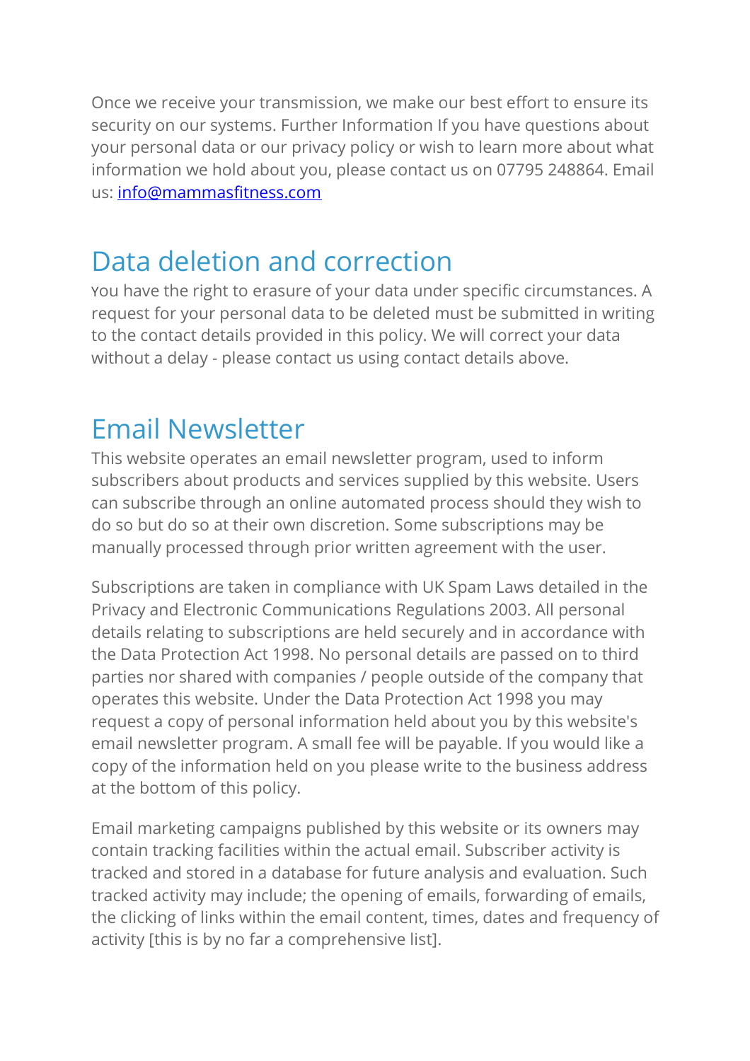Once we receive your transmission, we make our best effort to ensure its security on our systems. Further Information If you have questions about your personal data or our privacy policy or wish to learn more about what information we hold about you, please contact us on 07795 248864. Email us: [info@mammasfitness.com](mailto:info@mammasfitness.com)

## Data deletion and correction

You have the right to erasure of your data under specific circumstances. A request for your personal data to be deleted must be submitted in writing to the contact details provided in this policy. We will correct your data without a delay - please contact us using contact details above.

## Email Newsletter

This website operates an email newsletter program, used to inform subscribers about products and services supplied by this website. Users can subscribe through an online automated process should they wish to do so but do so at their own discretion. Some subscriptions may be manually processed through prior written agreement with the user.

Subscriptions are taken in compliance with UK Spam Laws detailed in the Privacy and Electronic Communications Regulations 2003. All personal details relating to subscriptions are held securely and in accordance with the Data Protection Act 1998. No personal details are passed on to third parties nor shared with companies / people outside of the company that operates this website. Under the Data Protection Act 1998 you may request a copy of personal information held about you by this website's email newsletter program. A small fee will be payable. If you would like a copy of the information held on you please write to the business address at the bottom of this policy.

Email marketing campaigns published by this website or its owners may contain tracking facilities within the actual email. Subscriber activity is tracked and stored in a database for future analysis and evaluation. Such tracked activity may include; the opening of emails, forwarding of emails, the clicking of links within the email content, times, dates and frequency of activity [this is by no far a comprehensive list].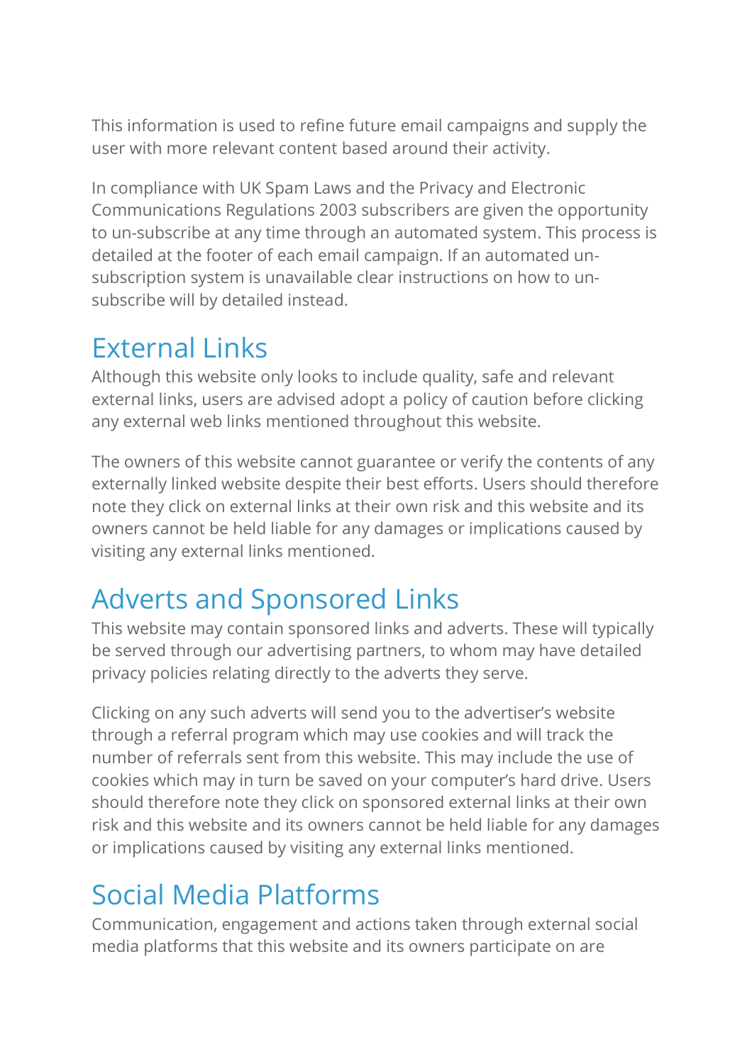This information is used to refine future email campaigns and supply the user with more relevant content based around their activity.

In compliance with UK Spam Laws and the Privacy and Electronic Communications Regulations 2003 subscribers are given the opportunity to un-subscribe at any time through an automated system. This process is detailed at the footer of each email campaign. If an automated un-subscription system is unavailable clear instructions on how to un-subscribe will by detailed instead.

## External Links

Although this website only looks to include quality, safe and relevant external links, users are advised adopt a policy of caution before clicking any external web links mentioned throughout this website.

The owners of this website cannot guarantee or verify the contents of any externally linked website despite their best efforts. Users should therefore note they click on external links at their own risk and this website and its owners cannot be held liable for any damages or implications caused by visiting any external links mentioned.

## Adverts and Sponsored Links

This website may contain sponsored links and adverts. These will typically be served through our advertising partners, to whom may have detailed privacy policies relating directly to the adverts they serve.

Clicking on any such adverts will send you to the advertiser's website through a referral program which may use cookies and will track the number of referrals sent from this website. This may include the use of cookies which may in turn be saved on your computer's hard drive. Users should therefore note they click on sponsored external links at their own risk and this website and its owners cannot be held liable for any damages or implications caused by visiting any external links mentioned.

## Social Media Platforms

Communication, engagement and actions taken through external social media platforms that this website and its owners participate on are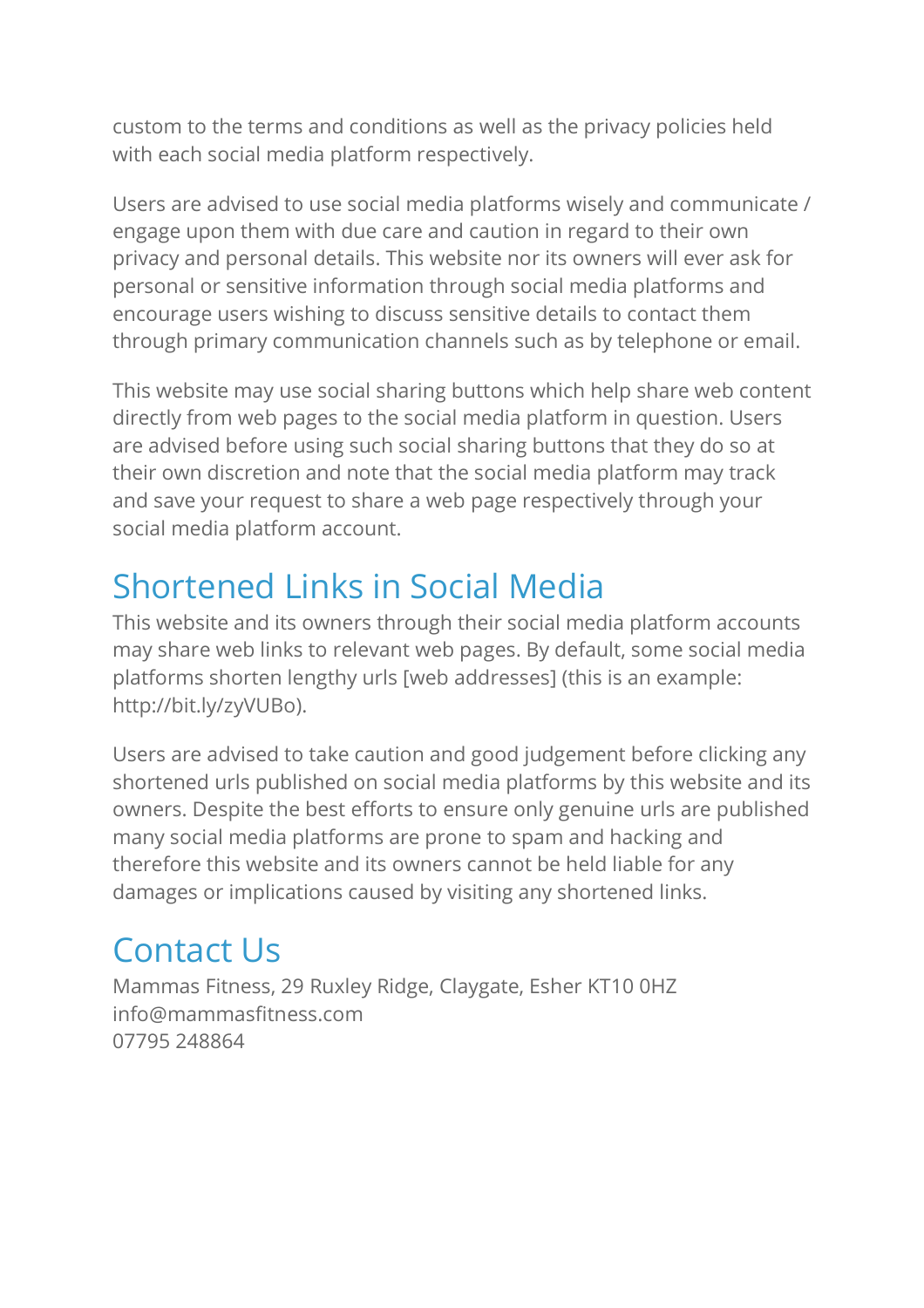custom to the terms and conditions as well as the privacy policies held with each social media platform respectively.

Users are advised to use social media platforms wisely and communicate / engage upon them with due care and caution in regard to their own privacy and personal details. This website nor its owners will ever ask for personal or sensitive information through social media platforms and encourage users wishing to discuss sensitive details to contact them through primary communication channels such as by telephone or email.

This website may use social sharing buttons which help share web content directly from web pages to the social media platform in question. Users are advised before using such social sharing buttons that they do so at their own discretion and note that the social media platform may track and save your request to share a web page respectively through your social media platform account.

## Shortened Links in Social Media

This website and its owners through their social media platform accounts may share web links to relevant web pages. By default, some social media platforms shorten lengthy urls [web addresses] (this is an example: http://bit.ly/zyVUBo).

Users are advised to take caution and good judgement before clicking any shortened urls published on social media platforms by this website and its owners. Despite the best efforts to ensure only genuine urls are published many social media platforms are prone to spam and hacking and therefore this website and its owners cannot be held liable for any damages or implications caused by visiting any shortened links.

## Contact Us

Mammas Fitness, 29 Ruxley Ridge, Claygate, Esher KT10 0HZ
info@mammasfitness.com
07795 248864